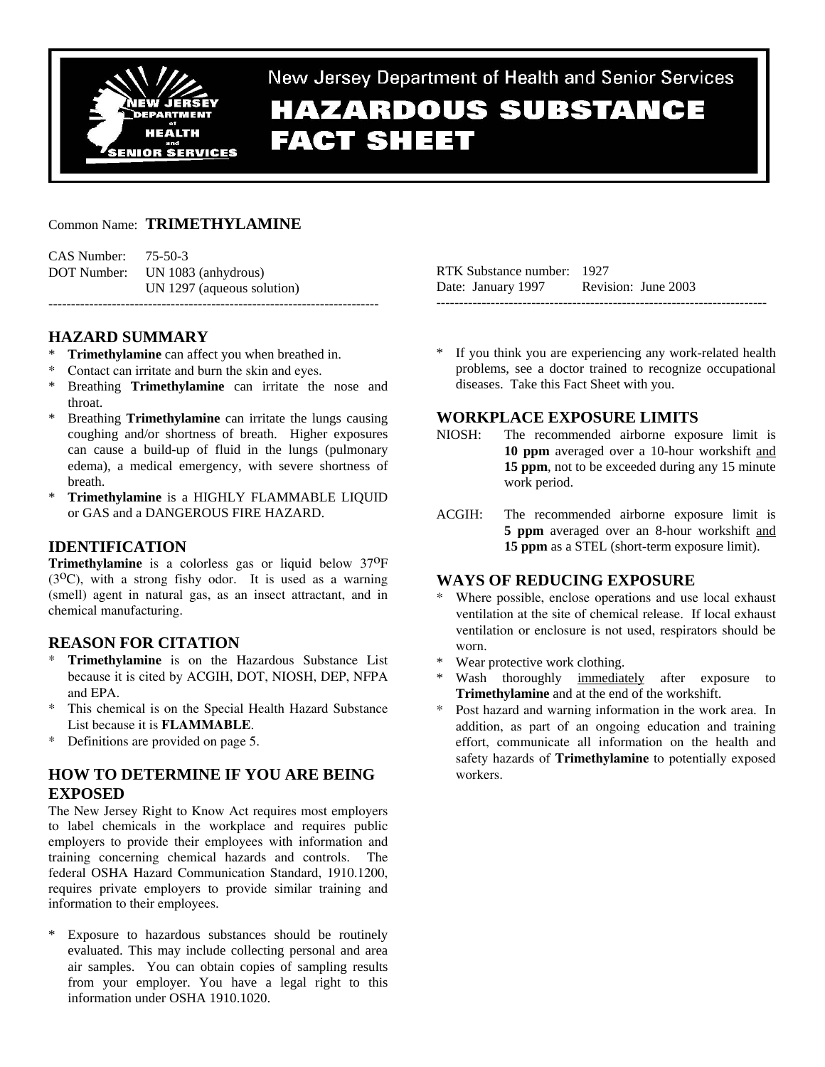New Jersey Department of Health and Senior Services

# HAZARDOUS SUBSTANCE FACT SHEET

Common Name: **TRIMETHYLAMINE**

CAS Number: 75-50-3
DOT Number: UN 1083 (anhydrous)
UN 1297 (aqueous solution)

RTK Substance number: 1927
Date: January 1997 Revision: June 2003

---

## HAZARD SUMMARY

* **Trimethylamine** can affect you when breathed in.
* Contact can irritate and burn the skin and eyes.
* Breathing **Trimethylamine** can irritate the nose and throat.
* Breathing **Trimethylamine** can irritate the lungs causing coughing and/or shortness of breath. Higher exposures can cause a build-up of fluid in the lungs (pulmonary edema), a medical emergency, with severe shortness of breath.
* **Trimethylamine** is a HIGHLY FLAMMABLE LIQUID or GAS and a DANGEROUS FIRE HAZARD.

## IDENTIFICATION

**Trimethylamine** is a colorless gas or liquid below 37°F (3°C), with a strong fishy odor. It is used as a warning (smell) agent in natural gas, as an insect attractant, and in chemical manufacturing.

## REASON FOR CITATION

* **Trimethylamine** is on the Hazardous Substance List because it is cited by ACGIH, DOT, NIOSH, DEP, NFPA and EPA.
* This chemical is on the Special Health Hazard Substance List because it is **FLAMMABLE**.
* Definitions are provided on page 5.

## HOW TO DETERMINE IF YOU ARE BEING EXPOSED

The New Jersey Right to Know Act requires most employers to label chemicals in the workplace and requires public employers to provide their employees with information and training concerning chemical hazards and controls. The federal OSHA Hazard Communication Standard, 1910.1200, requires private employers to provide similar training and information to their employees.

* Exposure to hazardous substances should be routinely evaluated. This may include collecting personal and area air samples. You can obtain copies of sampling results from your employer. You have a legal right to this information under OSHA 1910.1020.
* If you think you are experiencing any work-related health problems, see a doctor trained to recognize occupational diseases. Take this Fact Sheet with you.

## WORKPLACE EXPOSURE LIMITS

NIOSH: The recommended airborne exposure limit is **10 ppm** averaged over a 10-hour workshift and **15 ppm**, not to be exceeded during any 15 minute work period.

ACGIH: The recommended airborne exposure limit is **5 ppm** averaged over an 8-hour workshift and **15 ppm** as a STEL (short-term exposure limit).

## WAYS OF REDUCING EXPOSURE

* Where possible, enclose operations and use local exhaust ventilation at the site of chemical release. If local exhaust ventilation or enclosure is not used, respirators should be worn.
* Wear protective work clothing.
* Wash thoroughly immediately after exposure to **Trimethylamine** and at the end of the workshift.
* Post hazard and warning information in the work area. In addition, as part of an ongoing education and training effort, communicate all information on the health and safety hazards of **Trimethylamine** to potentially exposed workers.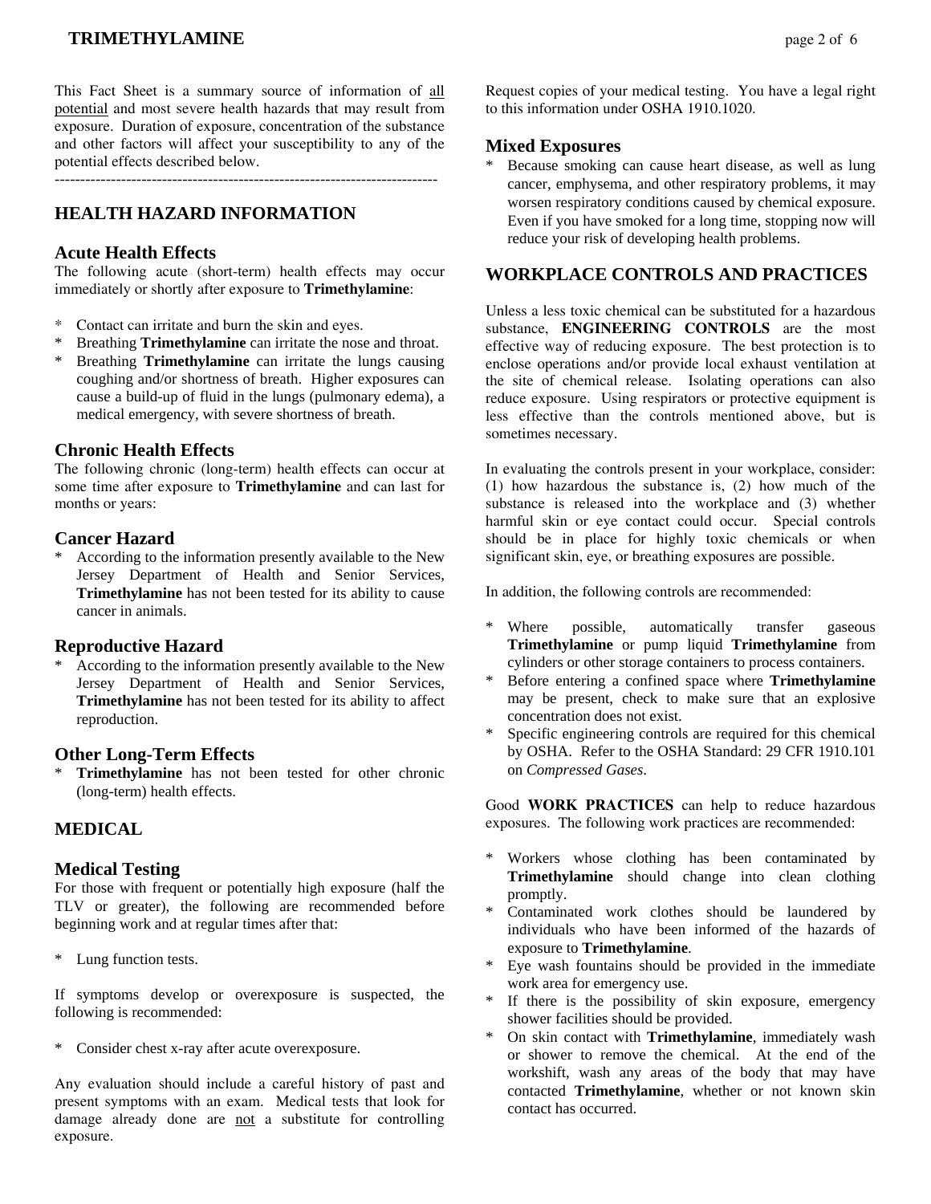This Fact Sheet is a summary source of information of all potential and most severe health hazards that may result from exposure. Duration of exposure, concentration of the substance and other factors will affect your susceptibility to any of the potential effects described below.

---

## HEALTH HAZARD INFORMATION

### Acute Health Effects

The following acute (short-term) health effects may occur immediately or shortly after exposure to **Trimethylamine**:

* Contact can irritate and burn the skin and eyes.
* Breathing **Trimethylamine** can irritate the nose and throat.
* Breathing **Trimethylamine** can irritate the lungs causing coughing and/or shortness of breath. Higher exposures can cause a build-up of fluid in the lungs (pulmonary edema), a medical emergency, with severe shortness of breath.

### Chronic Health Effects

The following chronic (long-term) health effects can occur at some time after exposure to **Trimethylamine** and can last for months or years:

### Cancer Hazard

* According to the information presently available to the New Jersey Department of Health and Senior Services, **Trimethylamine** has not been tested for its ability to cause cancer in animals.

### Reproductive Hazard

* According to the information presently available to the New Jersey Department of Health and Senior Services, **Trimethylamine** has not been tested for its ability to affect reproduction.

### Other Long-Term Effects

* **Trimethylamine** has not been tested for other chronic (long-term) health effects.

## MEDICAL

### Medical Testing

For those with frequent or potentially high exposure (half the TLV or greater), the following are recommended before beginning work and at regular times after that:

* Lung function tests.

If symptoms develop or overexposure is suspected, the following is recommended:

* Consider chest x-ray after acute overexposure.

Any evaluation should include a careful history of past and present symptoms with an exam. Medical tests that look for damage already done are not a substitute for controlling exposure.

Request copies of your medical testing. You have a legal right to this information under OSHA 1910.1020.

### Mixed Exposures

* Because smoking can cause heart disease, as well as lung cancer, emphysema, and other respiratory problems, it may worsen respiratory conditions caused by chemical exposure. Even if you have smoked for a long time, stopping now will reduce your risk of developing health problems.

## WORKPLACE CONTROLS AND PRACTICES

Unless a less toxic chemical can be substituted for a hazardous substance, **ENGINEERING CONTROLS** are the most effective way of reducing exposure. The best protection is to enclose operations and/or provide local exhaust ventilation at the site of chemical release. Isolating operations can also reduce exposure. Using respirators or protective equipment is less effective than the controls mentioned above, but is sometimes necessary.

In evaluating the controls present in your workplace, consider: (1) how hazardous the substance is, (2) how much of the substance is released into the workplace and (3) whether harmful skin or eye contact could occur. Special controls should be in place for highly toxic chemicals or when significant skin, eye, or breathing exposures are possible.

In addition, the following controls are recommended:

* Where possible, automatically transfer gaseous **Trimethylamine** or pump liquid **Trimethylamine** from cylinders or other storage containers to process containers.
* Before entering a confined space where **Trimethylamine** may be present, check to make sure that an explosive concentration does not exist.
* Specific engineering controls are required for this chemical by OSHA. Refer to the OSHA Standard: 29 CFR 1910.101 on *Compressed Gases*.

Good **WORK PRACTICES** can help to reduce hazardous exposures. The following work practices are recommended:

* Workers whose clothing has been contaminated by **Trimethylamine** should change into clean clothing promptly.
* Contaminated work clothes should be laundered by individuals who have been informed of the hazards of exposure to **Trimethylamine**.
* Eye wash fountains should be provided in the immediate work area for emergency use.
* If there is the possibility of skin exposure, emergency shower facilities should be provided.
* On skin contact with **Trimethylamine**, immediately wash or shower to remove the chemical. At the end of the workshift, wash any areas of the body that may have contacted **Trimethylamine**, whether or not known skin contact has occurred.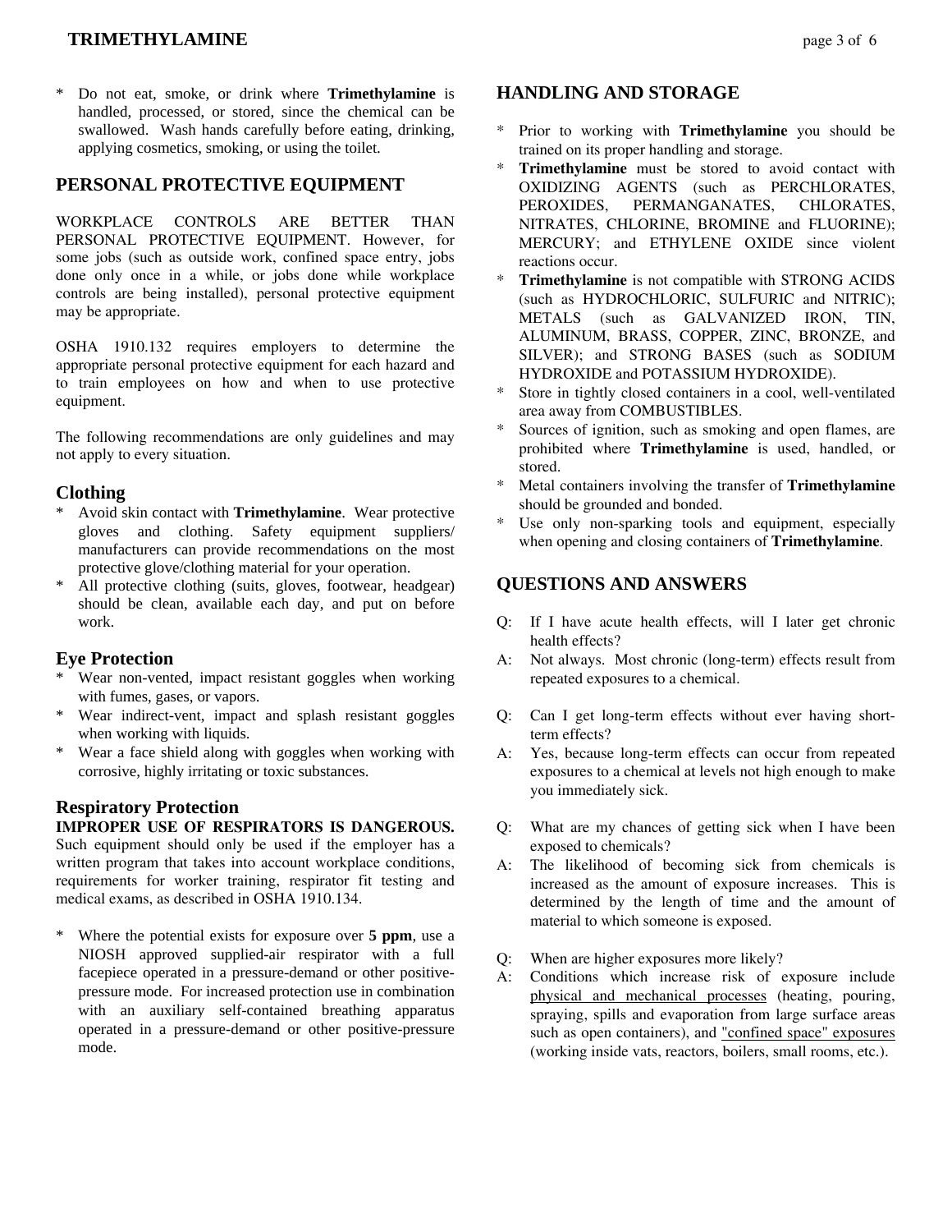* Do not eat, smoke, or drink where **Trimethylamine** is handled, processed, or stored, since the chemical can be swallowed. Wash hands carefully before eating, drinking, applying cosmetics, smoking, or using the toilet.

## PERSONAL PROTECTIVE EQUIPMENT

WORKPLACE CONTROLS ARE BETTER THAN PERSONAL PROTECTIVE EQUIPMENT. However, for some jobs (such as outside work, confined space entry, jobs done only once in a while, or jobs done while workplace controls are being installed), personal protective equipment may be appropriate.

OSHA 1910.132 requires employers to determine the appropriate personal protective equipment for each hazard and to train employees on how and when to use protective equipment.

The following recommendations are only guidelines and may not apply to every situation.

### Clothing

* Avoid skin contact with **Trimethylamine**. Wear protective gloves and clothing. Safety equipment suppliers/ manufacturers can provide recommendations on the most protective glove/clothing material for your operation.
* All protective clothing (suits, gloves, footwear, headgear) should be clean, available each day, and put on before work.

### Eye Protection

* Wear non-vented, impact resistant goggles when working with fumes, gases, or vapors.
* Wear indirect-vent, impact and splash resistant goggles when working with liquids.
* Wear a face shield along with goggles when working with corrosive, highly irritating or toxic substances.

### Respiratory Protection

**IMPROPER USE OF RESPIRATORS IS DANGEROUS.** Such equipment should only be used if the employer has a written program that takes into account workplace conditions, requirements for worker training, respirator fit testing and medical exams, as described in OSHA 1910.134.

* Where the potential exists for exposure over **5 ppm**, use a NIOSH approved supplied-air respirator with a full facepiece operated in a pressure-demand or other positive-pressure mode. For increased protection use in combination with an auxiliary self-contained breathing apparatus operated in a pressure-demand or other positive-pressure mode.

## HANDLING AND STORAGE

* Prior to working with **Trimethylamine** you should be trained on its proper handling and storage.
* **Trimethylamine** must be stored to avoid contact with OXIDIZING AGENTS (such as PERCHLORATES, PEROXIDES, PERMANGANATES, CHLORATES, NITRATES, CHLORINE, BROMINE and FLUORINE); MERCURY; and ETHYLENE OXIDE since violent reactions occur.
* **Trimethylamine** is not compatible with STRONG ACIDS (such as HYDROCHLORIC, SULFURIC and NITRIC); METALS (such as GALVANIZED IRON, TIN, ALUMINUM, BRASS, COPPER, ZINC, BRONZE, and SILVER); and STRONG BASES (such as SODIUM HYDROXIDE and POTASSIUM HYDROXIDE).
* Store in tightly closed containers in a cool, well-ventilated area away from COMBUSTIBLES.
* Sources of ignition, such as smoking and open flames, are prohibited where **Trimethylamine** is used, handled, or stored.
* Metal containers involving the transfer of **Trimethylamine** should be grounded and bonded.
* Use only non-sparking tools and equipment, especially when opening and closing containers of **Trimethylamine**.

## QUESTIONS AND ANSWERS

Q: If I have acute health effects, will I later get chronic health effects?
A: Not always. Most chronic (long-term) effects result from repeated exposures to a chemical.

Q: Can I get long-term effects without ever having short-term effects?
A: Yes, because long-term effects can occur from repeated exposures to a chemical at levels not high enough to make you immediately sick.

Q: What are my chances of getting sick when I have been exposed to chemicals?
A: The likelihood of becoming sick from chemicals is increased as the amount of exposure increases. This is determined by the length of time and the amount of material to which someone is exposed.

Q: When are higher exposures more likely?
A: Conditions which increase risk of exposure include physical and mechanical processes (heating, pouring, spraying, spills and evaporation from large surface areas such as open containers), and "confined space" exposures (working inside vats, reactors, boilers, small rooms, etc.).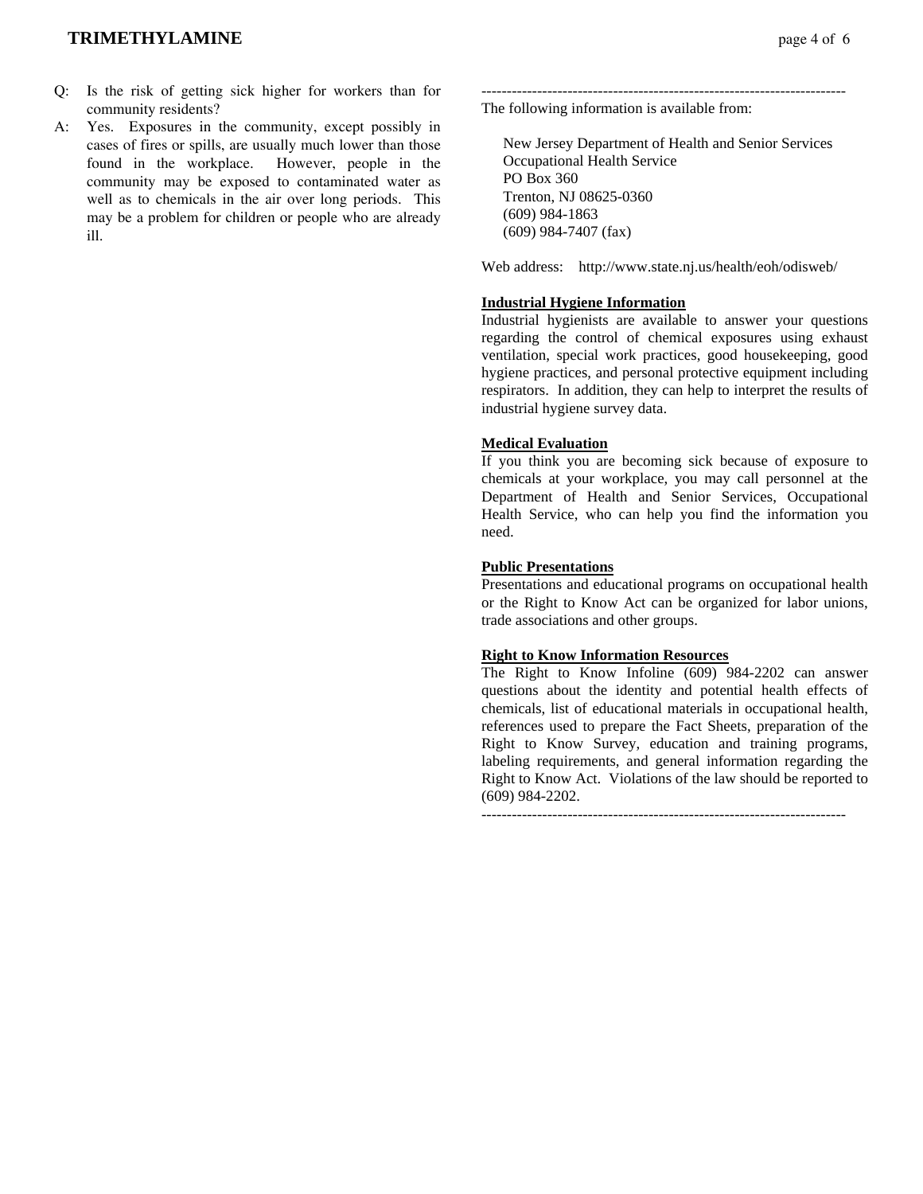Q: Is the risk of getting sick higher for workers than for community residents?

A: Yes. Exposures in the community, except possibly in cases of fires or spills, are usually much lower than those found in the workplace. However, people in the community may be exposed to contaminated water as well as to chemicals in the air over long periods. This may be a problem for children or people who are already ill.

------------------------------------------------------------------------

The following information is available from:

New Jersey Department of Health and Senior Services
Occupational Health Service
PO Box 360
Trenton, NJ 08625-0360
(609) 984-1863
(609) 984-7407 (fax)

Web address: http://www.state.nj.us/health/eoh/odisweb/

**Industrial Hygiene Information**

Industrial hygienists are available to answer your questions regarding the control of chemical exposures using exhaust ventilation, special work practices, good housekeeping, good hygiene practices, and personal protective equipment including respirators. In addition, they can help to interpret the results of industrial hygiene survey data.

**Medical Evaluation**

If you think you are becoming sick because of exposure to chemicals at your workplace, you may call personnel at the Department of Health and Senior Services, Occupational Health Service, who can help you find the information you need.

**Public Presentations**

Presentations and educational programs on occupational health or the Right to Know Act can be organized for labor unions, trade associations and other groups.

**Right to Know Information Resources**

The Right to Know Infoline (609) 984-2202 can answer questions about the identity and potential health effects of chemicals, list of educational materials in occupational health, references used to prepare the Fact Sheets, preparation of the Right to Know Survey, education and training programs, labeling requirements, and general information regarding the Right to Know Act. Violations of the law should be reported to (609) 984-2202.

------------------------------------------------------------------------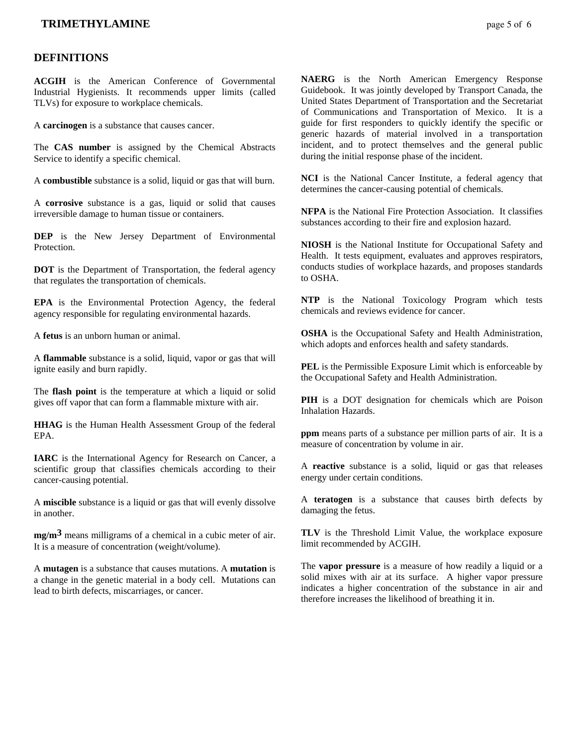## DEFINITIONS

**ACGIH** is the American Conference of Governmental Industrial Hygienists. It recommends upper limits (called TLVs) for exposure to workplace chemicals.

A **carcinogen** is a substance that causes cancer.

The **CAS number** is assigned by the Chemical Abstracts Service to identify a specific chemical.

A **combustible** substance is a solid, liquid or gas that will burn.

A **corrosive** substance is a gas, liquid or solid that causes irreversible damage to human tissue or containers.

**DEP** is the New Jersey Department of Environmental Protection.

**DOT** is the Department of Transportation, the federal agency that regulates the transportation of chemicals.

**EPA** is the Environmental Protection Agency, the federal agency responsible for regulating environmental hazards.

A **fetus** is an unborn human or animal.

A **flammable** substance is a solid, liquid, vapor or gas that will ignite easily and burn rapidly.

The **flash point** is the temperature at which a liquid or solid gives off vapor that can form a flammable mixture with air.

**HHAG** is the Human Health Assessment Group of the federal EPA.

**IARC** is the International Agency for Research on Cancer, a scientific group that classifies chemicals according to their cancer-causing potential.

A **miscible** substance is a liquid or gas that will evenly dissolve in another.

**$mg/m^3$** means milligrams of a chemical in a cubic meter of air. It is a measure of concentration (weight/volume).

A **mutagen** is a substance that causes mutations. A **mutation** is a change in the genetic material in a body cell. Mutations can lead to birth defects, miscarriages, or cancer.

**NAERG** is the North American Emergency Response Guidebook. It was jointly developed by Transport Canada, the United States Department of Transportation and the Secretariat of Communications and Transportation of Mexico. It is a guide for first responders to quickly identify the specific or generic hazards of material involved in a transportation incident, and to protect themselves and the general public during the initial response phase of the incident.

**NCI** is the National Cancer Institute, a federal agency that determines the cancer-causing potential of chemicals.

**NFPA** is the National Fire Protection Association. It classifies substances according to their fire and explosion hazard.

**NIOSH** is the National Institute for Occupational Safety and Health. It tests equipment, evaluates and approves respirators, conducts studies of workplace hazards, and proposes standards to OSHA.

**NTP** is the National Toxicology Program which tests chemicals and reviews evidence for cancer.

**OSHA** is the Occupational Safety and Health Administration, which adopts and enforces health and safety standards.

**PEL** is the Permissible Exposure Limit which is enforceable by the Occupational Safety and Health Administration.

**PIH** is a DOT designation for chemicals which are Poison Inhalation Hazards.

**ppm** means parts of a substance per million parts of air. It is a measure of concentration by volume in air.

A **reactive** substance is a solid, liquid or gas that releases energy under certain conditions.

A **teratogen** is a substance that causes birth defects by damaging the fetus.

**TLV** is the Threshold Limit Value, the workplace exposure limit recommended by ACGIH.

The **vapor pressure** is a measure of how readily a liquid or a solid mixes with air at its surface. A higher vapor pressure indicates a higher concentration of the substance in air and therefore increases the likelihood of breathing it in.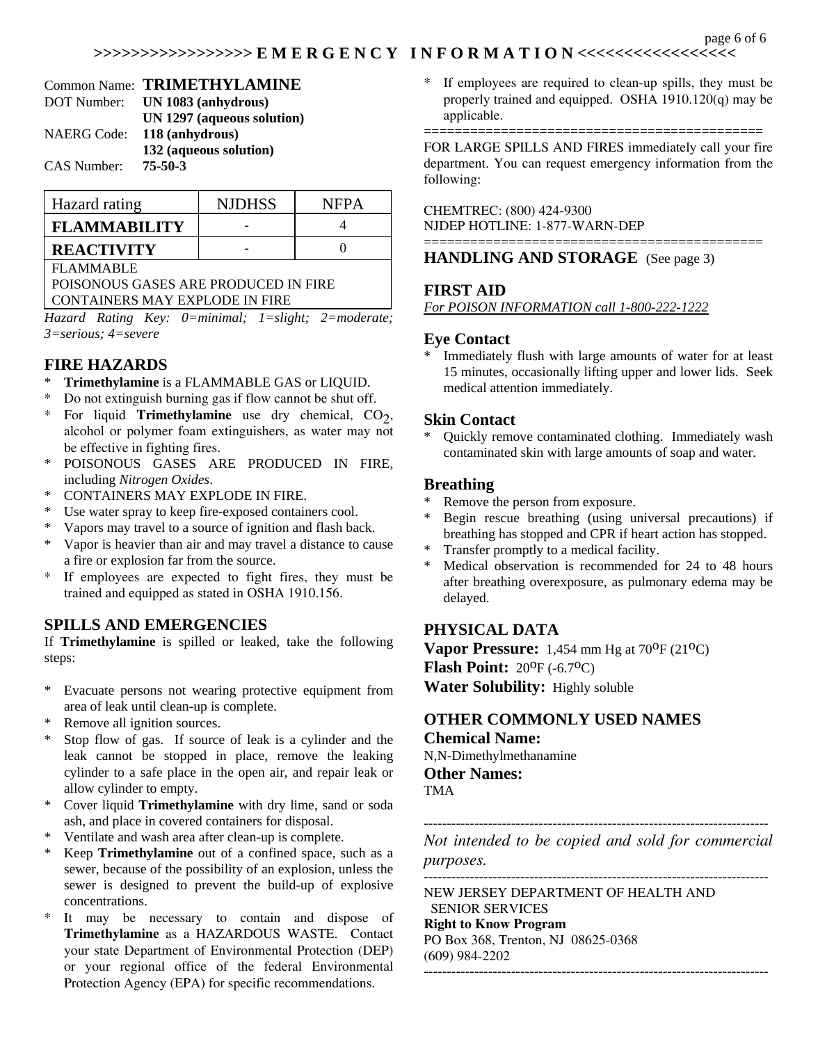# >>>>>>>>>>>>>>>>> E M E R G E N C Y   I N F O R M A T I O N <<<<<<<<<<<<<<<<<

Common Name: **TRIMETHYLAMINE**
DOT Number: **UN 1083 (anhydrous)**
**UN 1297 (aqueous solution)**
NAERG Code: **118 (anhydrous)**
**132 (aqueous solution)**
CAS Number: **75-50-3**

| Hazard rating | NJDHSS | NFPA |
|---|---|---|
| **FLAMMABILITY** | - | 4 |
| **REACTIVITY** | - | 0 |
| FLAMMABLE<br>POISONOUS GASES ARE PRODUCED IN FIRE<br>CONTAINERS MAY EXPLODE IN FIRE | | |

*Hazard Rating Key: 0=minimal; 1=slight; 2=moderate; 3=serious; 4=severe*

## FIRE HAZARDS

* **Trimethylamine** is a FLAMMABLE GAS or LIQUID.
* Do not extinguish burning gas if flow cannot be shut off.
* For liquid **Trimethylamine** use dry chemical, $CO_2$, alcohol or polymer foam extinguishers, as water may not be effective in fighting fires.
* POISONOUS GASES ARE PRODUCED IN FIRE, including *Nitrogen Oxides*.
* CONTAINERS MAY EXPLODE IN FIRE.
* Use water spray to keep fire-exposed containers cool.
* Vapors may travel to a source of ignition and flash back.
* Vapor is heavier than air and may travel a distance to cause a fire or explosion far from the source.
* If employees are expected to fight fires, they must be trained and equipped as stated in OSHA 1910.156.

## SPILLS AND EMERGENCIES

If **Trimethylamine** is spilled or leaked, take the following steps:

* Evacuate persons not wearing protective equipment from area of leak until clean-up is complete.
* Remove all ignition sources.
* Stop flow of gas. If source of leak is a cylinder and the leak cannot be stopped in place, remove the leaking cylinder to a safe place in the open air, and repair leak or allow cylinder to empty.
* Cover liquid **Trimethylamine** with dry lime, sand or soda ash, and place in covered containers for disposal.
* Ventilate and wash area after clean-up is complete.
* Keep **Trimethylamine** out of a confined space, such as a sewer, because of the possibility of an explosion, unless the sewer is designed to prevent the build-up of explosive concentrations.
* It may be necessary to contain and dispose of **Trimethylamine** as a HAZARDOUS WASTE. Contact your state Department of Environmental Protection (DEP) or your regional office of the federal Environmental Protection Agency (EPA) for specific recommendations.
* If employees are required to clean-up spills, they must be properly trained and equipped. OSHA 1910.120(q) may be applicable.

===========================================

FOR LARGE SPILLS AND FIRES immediately call your fire department. You can request emergency information from the following:

CHEMTREC: (800) 424-9300
NJDEP HOTLINE: 1-877-WARN-DEP

===========================================

## HANDLING AND STORAGE (See page 3)

## FIRST AID

*For POISON INFORMATION call 1-800-222-1222*

### Eye Contact

* Immediately flush with large amounts of water for at least 15 minutes, occasionally lifting upper and lower lids. Seek medical attention immediately.

### Skin Contact

* Quickly remove contaminated clothing. Immediately wash contaminated skin with large amounts of soap and water.

### Breathing

* Remove the person from exposure.
* Begin rescue breathing (using universal precautions) if breathing has stopped and CPR if heart action has stopped.
* Transfer promptly to a medical facility.
* Medical observation is recommended for 24 to 48 hours after breathing overexposure, as pulmonary edema may be delayed.

## PHYSICAL DATA

**Vapor Pressure:** 1,454 mm Hg at 70$^{o}$F (21$^{o}$C)
**Flash Point:** 20$^{o}$F (-6.7$^{o}$C)
**Water Solubility:** Highly soluble

## OTHER COMMONLY USED NAMES

**Chemical Name:**
N,N-Dimethylmethanamine

**Other Names:**
TMA

---

*Not intended to be copied and sold for commercial purposes.*

---

NEW JERSEY DEPARTMENT OF HEALTH AND SENIOR SERVICES
**Right to Know Program**
PO Box 368, Trenton, NJ 08625-0368
(609) 984-2202

---